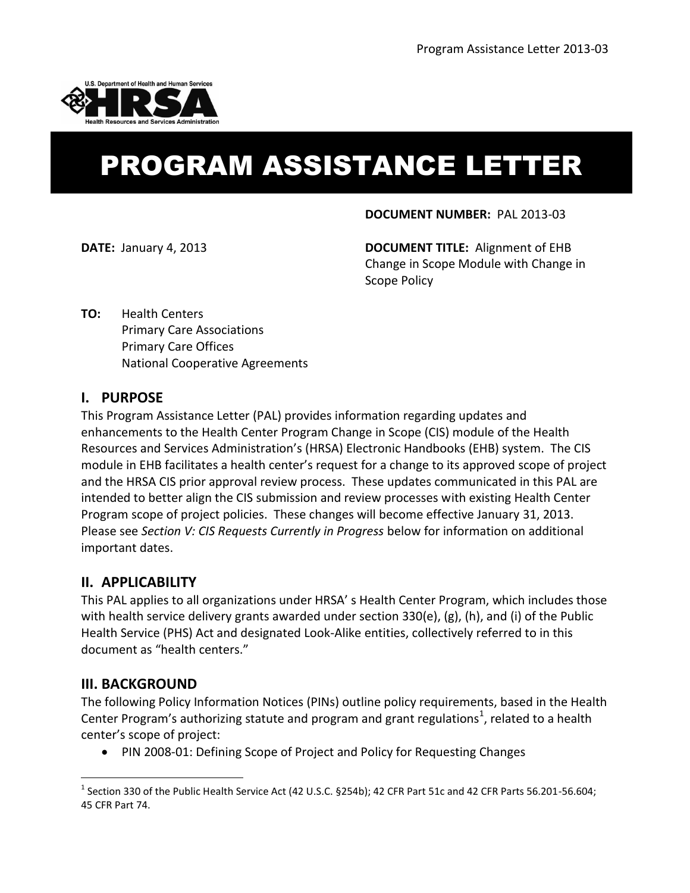# PROGRAM ASSISTANCE LETTER

**DOCUMENT NUMBER:** PAL 2013-03

**DATE:** January 4, 2013

**DOCUMENT TITLE:** Alignment of EHB Change in Scope Module with Change in Scope Policy

**TO:** Health Centers
Primary Care Associations
Primary Care Offices
National Cooperative Agreements

## I. PURPOSE

This Program Assistance Letter (PAL) provides information regarding updates and enhancements to the Health Center Program Change in Scope (CIS) module of the Health Resources and Services Administration's (HRSA) Electronic Handbooks (EHB) system. The CIS module in EHB facilitates a health center's request for a change to its approved scope of project and the HRSA CIS prior approval review process. These updates communicated in this PAL are intended to better align the CIS submission and review processes with existing Health Center Program scope of project policies. These changes will become effective January 31, 2013. Please see *Section V: CIS Requests Currently in Progress* below for information on additional important dates.

## II. APPLICABILITY

This PAL applies to all organizations under HRSA' s Health Center Program, which includes those with health service delivery grants awarded under section 330(e), (g), (h), and (i) of the Public Health Service (PHS) Act and designated Look-Alike entities, collectively referred to in this document as "health centers."

## III. BACKGROUND

The following Policy Information Notices (PINs) outline policy requirements, based in the Health Center Program's authorizing statute and program and grant regulations[1], related to a health center's scope of project:

- PIN 2008-01: Defining Scope of Project and Policy for Requesting Changes

[1] Section 330 of the Public Health Service Act (42 U.S.C. §254b); 42 CFR Part 51c and 42 CFR Parts 56.201-56.604; 45 CFR Part 74.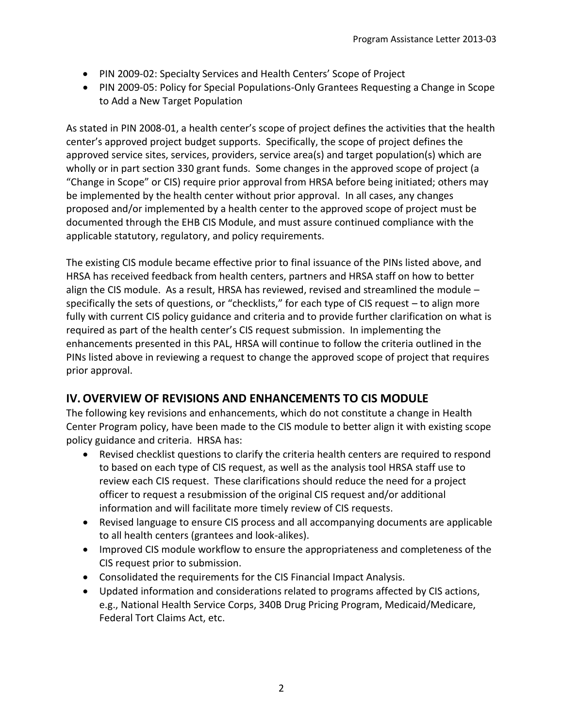- PIN 2009-02: Specialty Services and Health Centers' Scope of Project
- PIN 2009-05: Policy for Special Populations-Only Grantees Requesting a Change in Scope to Add a New Target Population

As stated in PIN 2008-01, a health center's scope of project defines the activities that the health center's approved project budget supports. Specifically, the scope of project defines the approved service sites, services, providers, service area(s) and target population(s) which are wholly or in part section 330 grant funds. Some changes in the approved scope of project (a "Change in Scope" or CIS) require prior approval from HRSA before being initiated; others may be implemented by the health center without prior approval. In all cases, any changes proposed and/or implemented by a health center to the approved scope of project must be documented through the EHB CIS Module, and must assure continued compliance with the applicable statutory, regulatory, and policy requirements.

The existing CIS module became effective prior to final issuance of the PINs listed above, and HRSA has received feedback from health centers, partners and HRSA staff on how to better align the CIS module. As a result, HRSA has reviewed, revised and streamlined the module – specifically the sets of questions, or "checklists," for each type of CIS request – to align more fully with current CIS policy guidance and criteria and to provide further clarification on what is required as part of the health center's CIS request submission. In implementing the enhancements presented in this PAL, HRSA will continue to follow the criteria outlined in the PINs listed above in reviewing a request to change the approved scope of project that requires prior approval.

## IV. OVERVIEW OF REVISIONS AND ENHANCEMENTS TO CIS MODULE

The following key revisions and enhancements, which do not constitute a change in Health Center Program policy, have been made to the CIS module to better align it with existing scope policy guidance and criteria. HRSA has:

- Revised checklist questions to clarify the criteria health centers are required to respond to based on each type of CIS request, as well as the analysis tool HRSA staff use to review each CIS request. These clarifications should reduce the need for a project officer to request a resubmission of the original CIS request and/or additional information and will facilitate more timely review of CIS requests.
- Revised language to ensure CIS process and all accompanying documents are applicable to all health centers (grantees and look-alikes).
- Improved CIS module workflow to ensure the appropriateness and completeness of the CIS request prior to submission.
- Consolidated the requirements for the CIS Financial Impact Analysis.
- Updated information and considerations related to programs affected by CIS actions, e.g., National Health Service Corps, 340B Drug Pricing Program, Medicaid/Medicare, Federal Tort Claims Act, etc.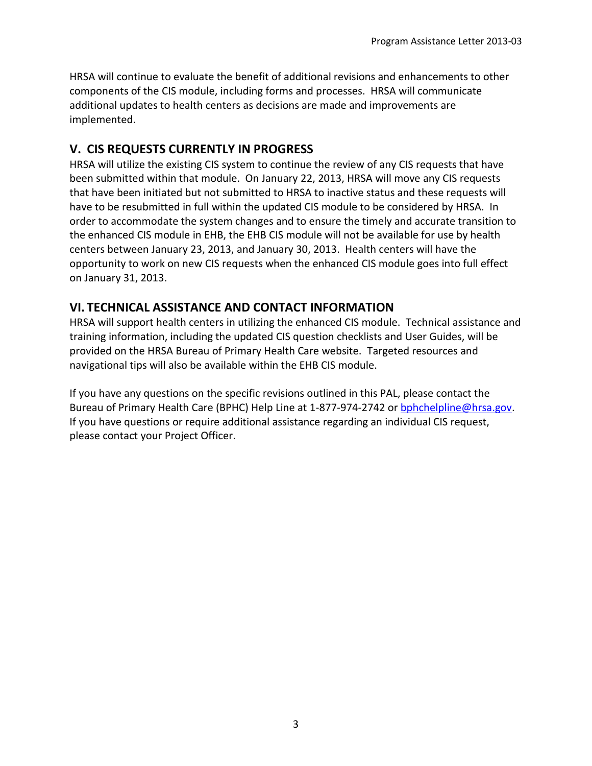HRSA will continue to evaluate the benefit of additional revisions and enhancements to other components of the CIS module, including forms and processes. HRSA will communicate additional updates to health centers as decisions are made and improvements are implemented.

## V. CIS REQUESTS CURRENTLY IN PROGRESS

HRSA will utilize the existing CIS system to continue the review of any CIS requests that have been submitted within that module. On January 22, 2013, HRSA will move any CIS requests that have been initiated but not submitted to HRSA to inactive status and these requests will have to be resubmitted in full within the updated CIS module to be considered by HRSA. In order to accommodate the system changes and to ensure the timely and accurate transition to the enhanced CIS module in EHB, the EHB CIS module will not be available for use by health centers between January 23, 2013, and January 30, 2013. Health centers will have the opportunity to work on new CIS requests when the enhanced CIS module goes into full effect on January 31, 2013.

## VI. TECHNICAL ASSISTANCE AND CONTACT INFORMATION

HRSA will support health centers in utilizing the enhanced CIS module. Technical assistance and training information, including the updated CIS question checklists and User Guides, will be provided on the HRSA Bureau of Primary Health Care website. Targeted resources and navigational tips will also be available within the EHB CIS module.

If you have any questions on the specific revisions outlined in this PAL, please contact the Bureau of Primary Health Care (BPHC) Help Line at 1-877-974-2742 or bphchelpline@hrsa.gov. If you have questions or require additional assistance regarding an individual CIS request, please contact your Project Officer.